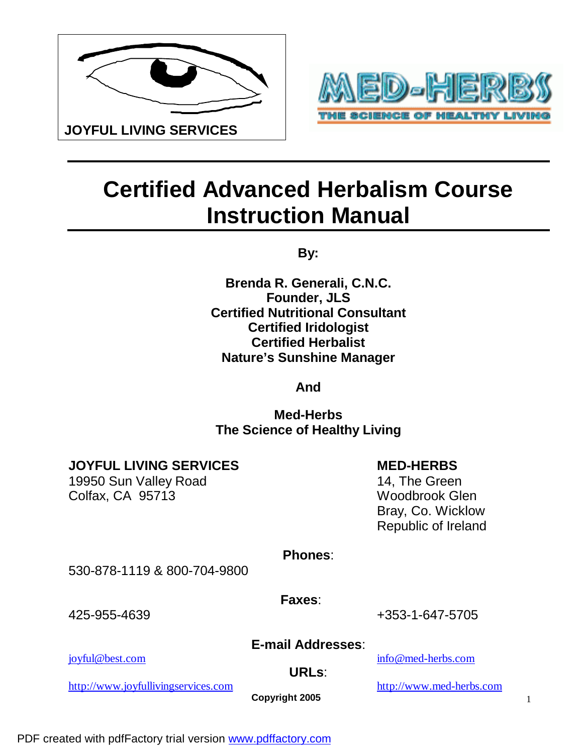JOYFUL LIVING SERVICES

MED-HERBS
THE SCIENCE OF HEALTHY LIVING

# Certified Advanced Herbalism Course Instruction Manual

**By:**

**Brenda R. Generali, C.N.C.**
**Founder, JLS**
**Certified Nutritional Consultant**
**Certified Iridologist**
**Certified Herbalist**
**Nature's Sunshine Manager**

**And**

**Med-Herbs**
**The Science of Healthy Living**

**JOYFUL LIVING SERVICES**
19950 Sun Valley Road
Colfax, CA 95713

**MED-HERBS**
14, The Green
Woodbrook Glen
Bray, Co. Wicklow
Republic of Ireland

**Phones**:

530-878-1119 & 800-704-9800

**Faxes**:

425-955-4639

+353-1-647-5705

**E-mail Addresses**:

joyful@best.com

info@med-herbs.com

**URLs**:

http://www.joyfullivingservices.com

http://www.med-herbs.com

**Copyright 2005**

PDF created with pdfFactory trial version www.pdffactory.com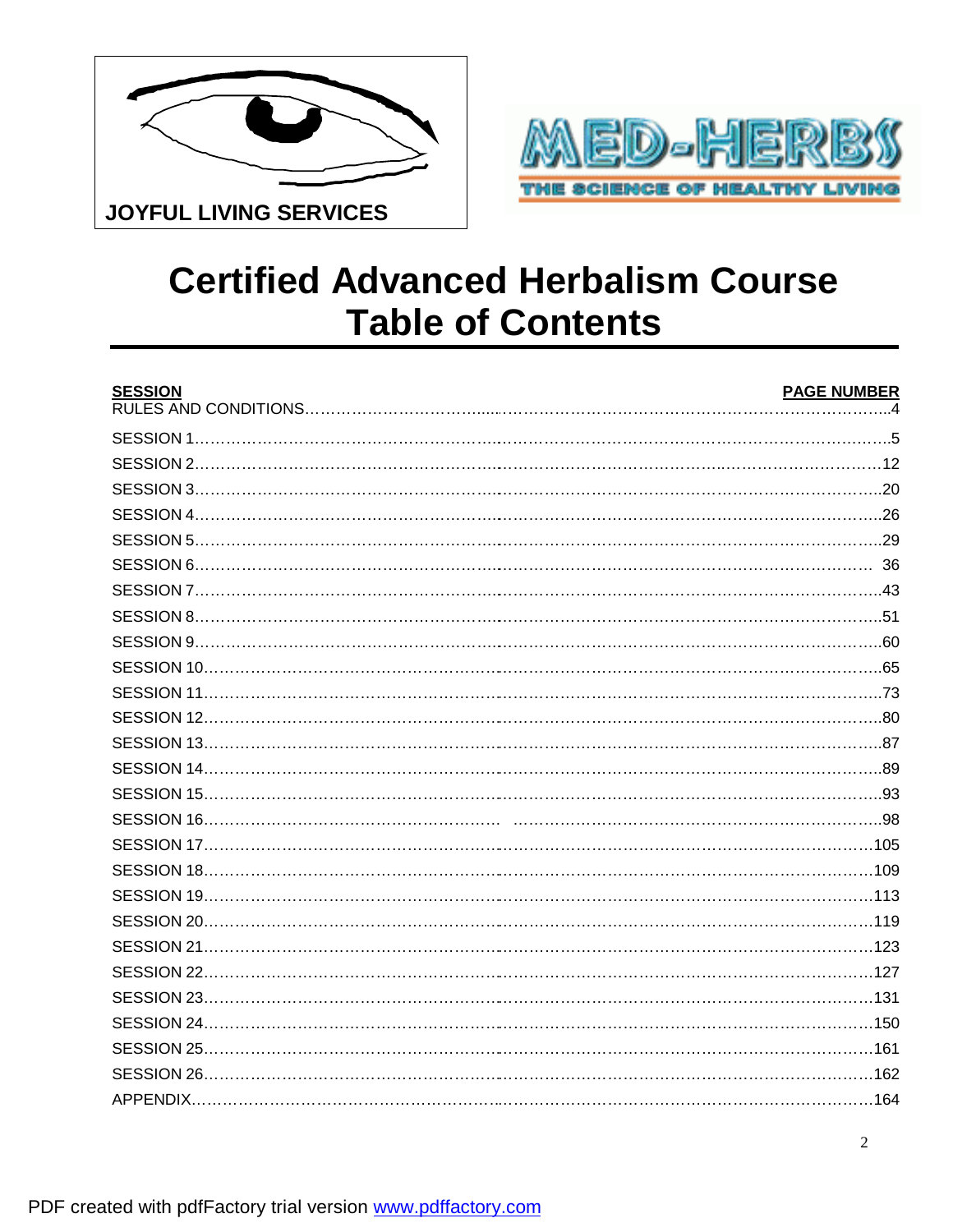JOYFUL LIVING SERVICES

MED-HERBS

THE SCIENCE OF HEALTHY LIVING

# Certified Advanced Herbalism Course
# Table of Contents

| SESSION | PAGE NUMBER |
|---|---|
| RULES AND CONDITIONS | 4 |
| SESSION 1 | 5 |
| SESSION 2 | 12 |
| SESSION 3 | 20 |
| SESSION 4 | 26 |
| SESSION 5 | 29 |
| SESSION 6 | 36 |
| SESSION 7 | 43 |
| SESSION 8 | 51 |
| SESSION 9 | 60 |
| SESSION 10 | 65 |
| SESSION 11 | 73 |
| SESSION 12 | 80 |
| SESSION 13 | 87 |
| SESSION 14 | 89 |
| SESSION 15 | 93 |
| SESSION 16 | 98 |
| SESSION 17 | 105 |
| SESSION 18 | 109 |
| SESSION 19 | 113 |
| SESSION 20 | 119 |
| SESSION 21 | 123 |
| SESSION 22 | 127 |
| SESSION 23 | 131 |
| SESSION 24 | 150 |
| SESSION 25 | 161 |
| SESSION 26 | 162 |
| APPENDIX | 164 |

PDF created with pdfFactory trial version www.pdffactory.com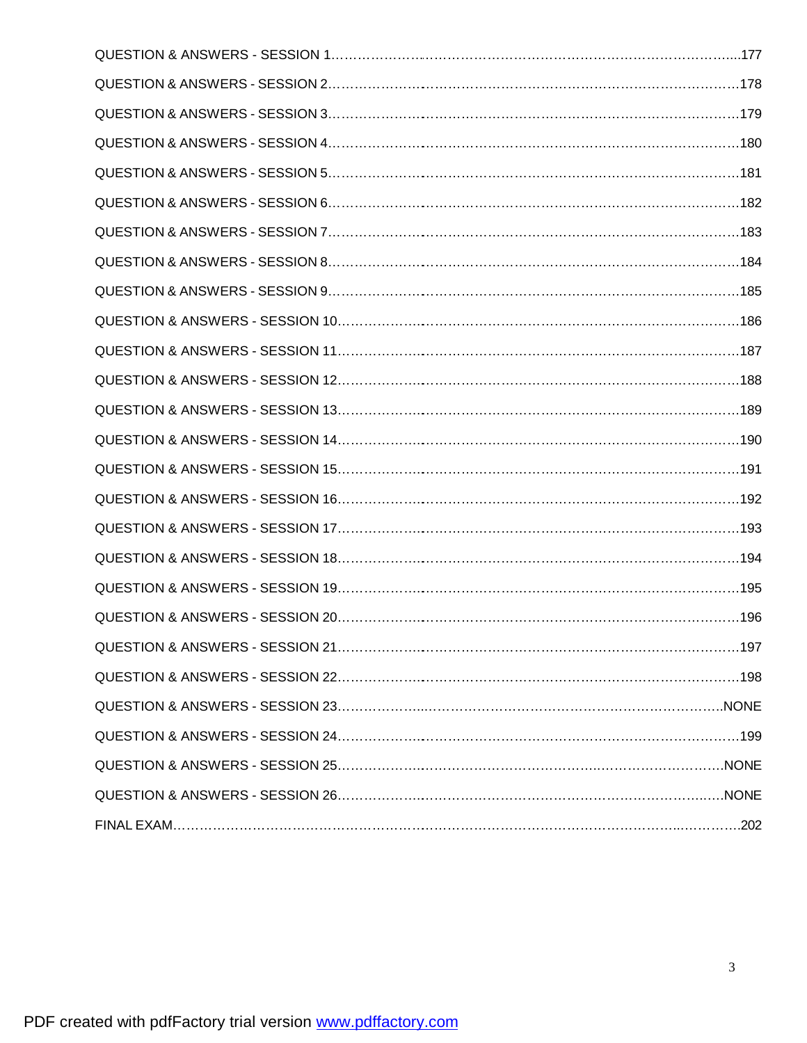QUESTION & ANSWERS - SESSION 1……………………………………………………………………………...177

QUESTION & ANSWERS - SESSION 2……………………………………………………………………………178

QUESTION & ANSWERS - SESSION 3……………………………………………………………………………179

QUESTION & ANSWERS - SESSION 4……………………………………………………………………………180

QUESTION & ANSWERS - SESSION 5……………………………………………………………………………181

QUESTION & ANSWERS - SESSION 6……………………………………………………………………………182

QUESTION & ANSWERS - SESSION 7……………………………………………………………………………183

QUESTION & ANSWERS - SESSION 8……………………………………………………………………………184

QUESTION & ANSWERS - SESSION 9……………………………………………………………………………185

QUESTION & ANSWERS - SESSION 10…………………………………………………………………………186

QUESTION & ANSWERS - SESSION 11…………………………………………………………………………187

QUESTION & ANSWERS - SESSION 12…………………………………………………………………………188

QUESTION & ANSWERS - SESSION 13…………………………………………………………………………189

QUESTION & ANSWERS - SESSION 14…………………………………………………………………………190

QUESTION & ANSWERS - SESSION 15…………………………………………………………………………191

QUESTION & ANSWERS - SESSION 16…………………………………………………………………………192

QUESTION & ANSWERS - SESSION 17…………………………………………………………………………193

QUESTION & ANSWERS - SESSION 18…………………………………………………………………………194

QUESTION & ANSWERS - SESSION 19…………………………………………………………………………195

QUESTION & ANSWERS - SESSION 20…………………………………………………………………………196

QUESTION & ANSWERS - SESSION 21…………………………………………………………………………197

QUESTION & ANSWERS - SESSION 22…………………………………………………………………………198

QUESTION & ANSWERS - SESSION 23…………………………………………………………………………NONE

QUESTION & ANSWERS - SESSION 24…………………………………………………………………………199

QUESTION & ANSWERS - SESSION 25…………………………………………………………………………NONE

QUESTION & ANSWERS - SESSION 26…………………………………………………………………………NONE

FINAL EXAM……………………………………………………………………………………………………………202

PDF created with pdfFactory trial version [www.pdffactory.com](http://www.pdffactory.com)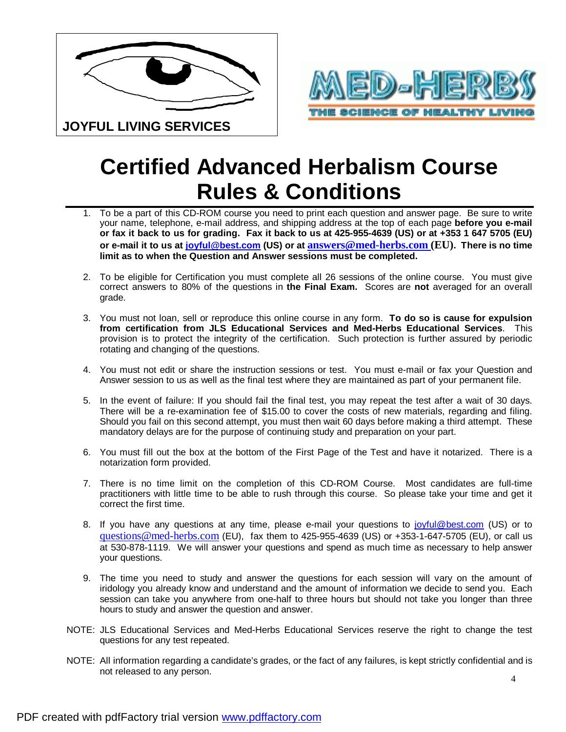JOYFUL LIVING SERVICES

MED-HERBS
THE SCIENCE OF HEALTHY LIVING

# Certified Advanced Herbalism Course Rules & Conditions

1. To be a part of this CD-ROM course you need to print each question and answer page. Be sure to write your name, telephone, e-mail address, and shipping address at the top of each page **before you e-mail or fax it back to us for grading. Fax it back to us at 425-955-4639 (US) or at +353 1 647 5705 (EU) or e-mail it to us at joyful@best.com (US) or at answers@med-herbs.com (EU). There is no time limit as to when the Question and Answer sessions must be completed.**

2. To be eligible for Certification you must complete all 26 sessions of the online course. You must give correct answers to 80% of the questions in **the Final Exam.** Scores are **not** averaged for an overall grade.

3. You must not loan, sell or reproduce this online course in any form. **To do so is cause for expulsion from certification from JLS Educational Services and Med-Herbs Educational Services**. This provision is to protect the integrity of the certification. Such protection is further assured by periodic rotating and changing of the questions.

4. You must not edit or share the instruction sessions or test. You must e-mail or fax your Question and Answer session to us as well as the final test where they are maintained as part of your permanent file.

5. In the event of failure: If you should fail the final test, you may repeat the test after a wait of 30 days. There will be a re-examination fee of $15.00 to cover the costs of new materials, regarding and filing. Should you fail on this second attempt, you must then wait 60 days before making a third attempt. These mandatory delays are for the purpose of continuing study and preparation on your part.

6. You must fill out the box at the bottom of the First Page of the Test and have it notarized. There is a notarization form provided.

7. There is no time limit on the completion of this CD-ROM Course. Most candidates are full-time practitioners with little time to be able to rush through this course. So please take your time and get it correct the first time.

8. If you have any questions at any time, please e-mail your questions to joyful@best.com (US) or to questions@med-herbs.com (EU), fax them to 425-955-4639 (US) or +353-1-647-5705 (EU), or call us at 530-878-1119. We will answer your questions and spend as much time as necessary to help answer your questions.

9. The time you need to study and answer the questions for each session will vary on the amount of iridology you already know and understand and the amount of information we decide to send you. Each session can take you anywhere from one-half to three hours but should not take you longer than three hours to study and answer the question and answer.

NOTE: JLS Educational Services and Med-Herbs Educational Services reserve the right to change the test questions for any test repeated.

NOTE: All information regarding a candidate's grades, or the fact of any failures, is kept strictly confidential and is not released to any person.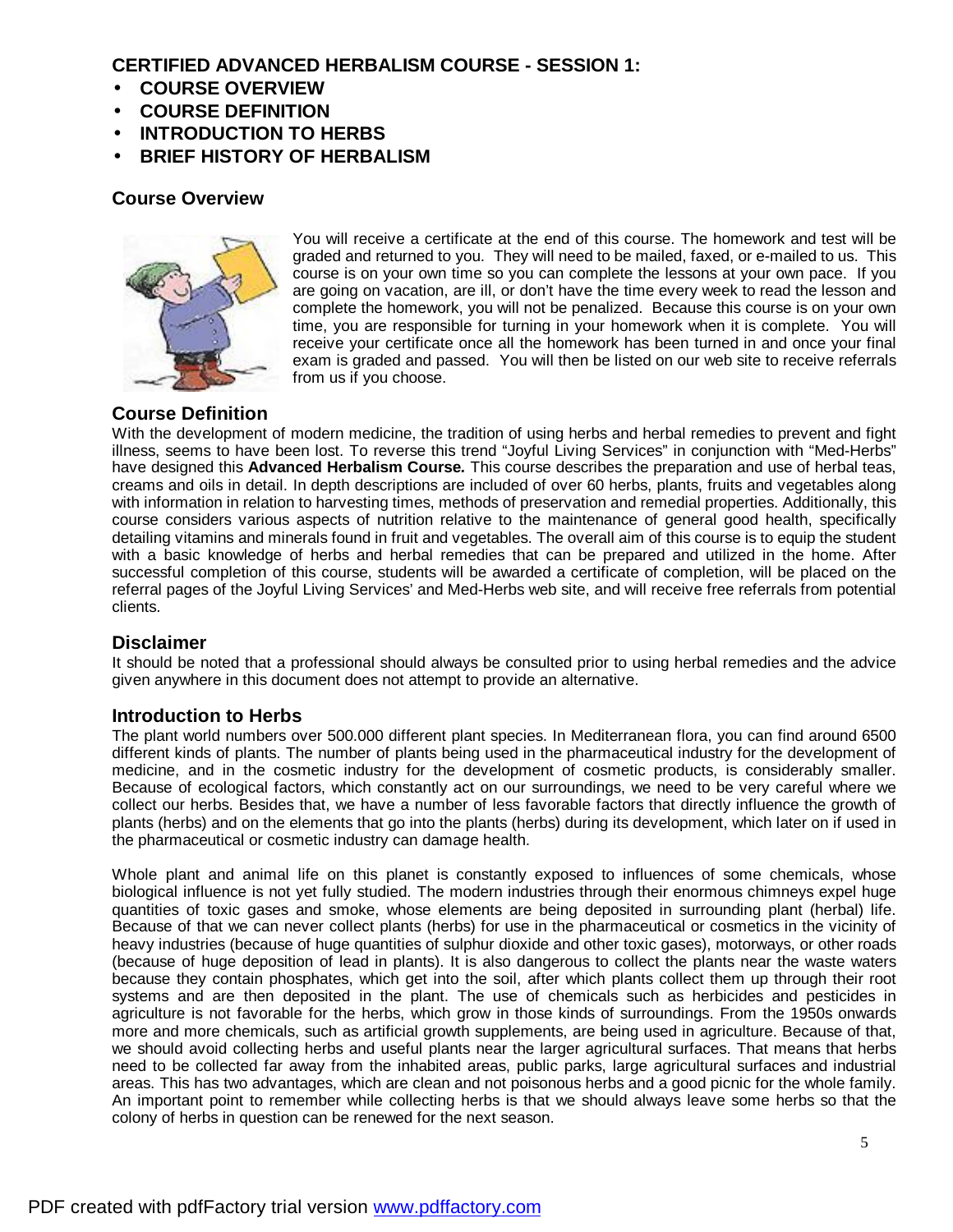## CERTIFIED ADVANCED HERBALISM COURSE - SESSION 1:

- **COURSE OVERVIEW**
- **COURSE DEFINITION**
- **INTRODUCTION TO HERBS**
- **BRIEF HISTORY OF HERBALISM**

### Course Overview

You will receive a certificate at the end of this course. The homework and test will be graded and returned to you. They will need to be mailed, faxed, or e-mailed to us. This course is on your own time so you can complete the lessons at your own pace. If you are going on vacation, are ill, or don't have the time every week to read the lesson and complete the homework, you will not be penalized. Because this course is on your own time, you are responsible for turning in your homework when it is complete. You will receive your certificate once all the homework has been turned in and once your final exam is graded and passed. You will then be listed on our web site to receive referrals from us if you choose.

### Course Definition

With the development of modern medicine, the tradition of using herbs and herbal remedies to prevent and fight illness, seems to have been lost. To reverse this trend "Joyful Living Services" in conjunction with "Med-Herbs" have designed this **Advanced Herbalism Course.** This course describes the preparation and use of herbal teas, creams and oils in detail. In depth descriptions are included of over 60 herbs, plants, fruits and vegetables along with information in relation to harvesting times, methods of preservation and remedial properties. Additionally, this course considers various aspects of nutrition relative to the maintenance of general good health, specifically detailing vitamins and minerals found in fruit and vegetables. The overall aim of this course is to equip the student with a basic knowledge of herbs and herbal remedies that can be prepared and utilized in the home. After successful completion of this course, students will be awarded a certificate of completion, will be placed on the referral pages of the Joyful Living Services' and Med-Herbs web site, and will receive free referrals from potential clients.

### Disclaimer

It should be noted that a professional should always be consulted prior to using herbal remedies and the advice given anywhere in this document does not attempt to provide an alternative.

### Introduction to Herbs

The plant world numbers over 500.000 different plant species. In Mediterranean flora, you can find around 6500 different kinds of plants. The number of plants being used in the pharmaceutical industry for the development of medicine, and in the cosmetic industry for the development of cosmetic products, is considerably smaller. Because of ecological factors, which constantly act on our surroundings, we need to be very careful where we collect our herbs. Besides that, we have a number of less favorable factors that directly influence the growth of plants (herbs) and on the elements that go into the plants (herbs) during its development, which later on if used in the pharmaceutical or cosmetic industry can damage health.

Whole plant and animal life on this planet is constantly exposed to influences of some chemicals, whose biological influence is not yet fully studied. The modern industries through their enormous chimneys expel huge quantities of toxic gases and smoke, whose elements are being deposited in surrounding plant (herbal) life. Because of that we can never collect plants (herbs) for use in the pharmaceutical or cosmetics in the vicinity of heavy industries (because of huge quantities of sulphur dioxide and other toxic gases), motorways, or other roads (because of huge deposition of lead in plants). It is also dangerous to collect the plants near the waste waters because they contain phosphates, which get into the soil, after which plants collect them up through their root systems and are then deposited in the plant. The use of chemicals such as herbicides and pesticides in agriculture is not favorable for the herbs, which grow in those kinds of surroundings. From the 1950s onwards more and more chemicals, such as artificial growth supplements, are being used in agriculture. Because of that, we should avoid collecting herbs and useful plants near the larger agricultural surfaces. That means that herbs need to be collected far away from the inhabited areas, public parks, large agricultural surfaces and industrial areas. This has two advantages, which are clean and not poisonous herbs and a good picnic for the whole family. An important point to remember while collecting herbs is that we should always leave some herbs so that the colony of herbs in question can be renewed for the next season.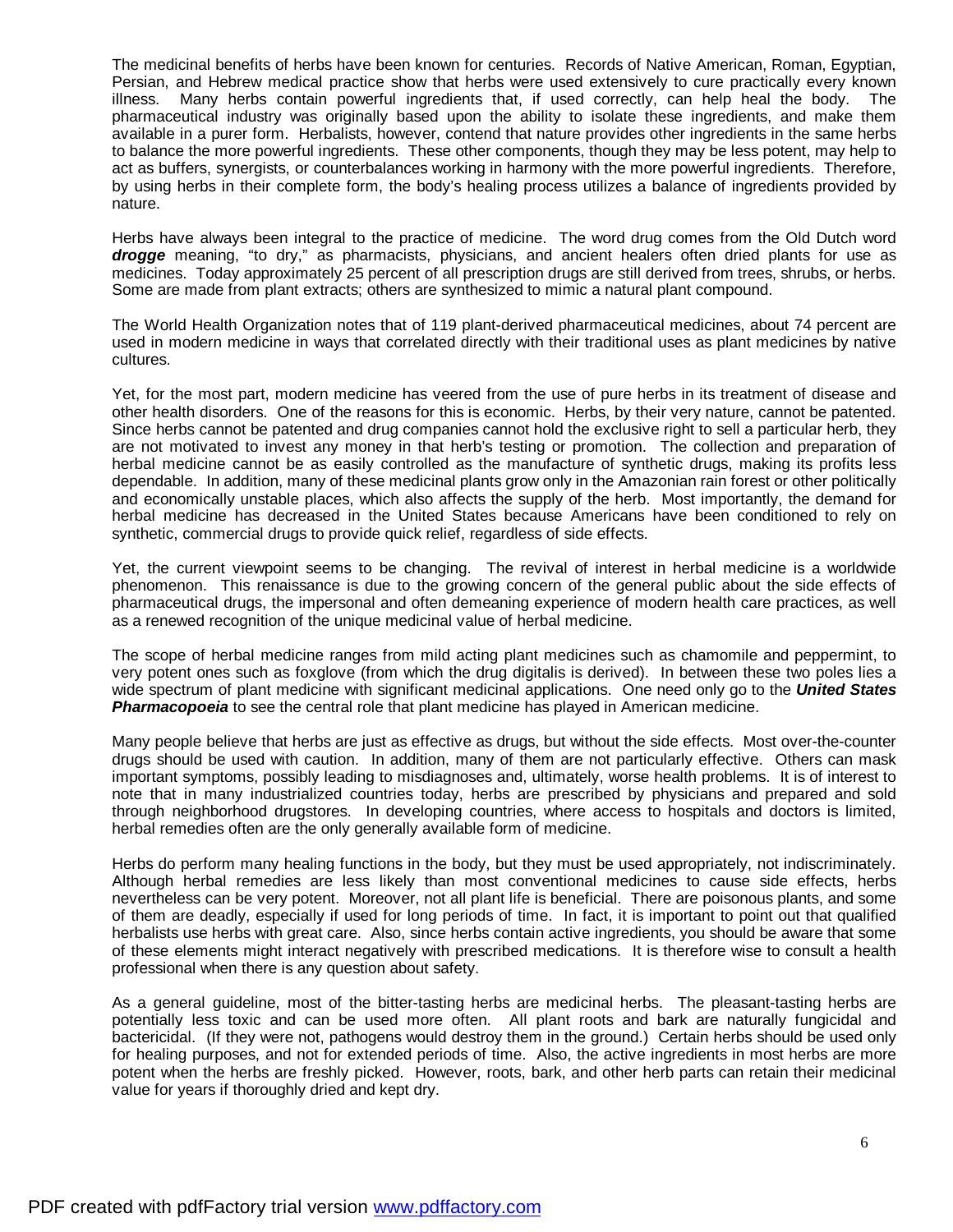The medicinal benefits of herbs have been known for centuries. Records of Native American, Roman, Egyptian, Persian, and Hebrew medical practice show that herbs were used extensively to cure practically every known illness. Many herbs contain powerful ingredients that, if used correctly, can help heal the body. The pharmaceutical industry was originally based upon the ability to isolate these ingredients, and make them available in a purer form. Herbalists, however, contend that nature provides other ingredients in the same herbs to balance the more powerful ingredients. These other components, though they may be less potent, may help to act as buffers, synergists, or counterbalances working in harmony with the more powerful ingredients. Therefore, by using herbs in their complete form, the body's healing process utilizes a balance of ingredients provided by nature.

Herbs have always been integral to the practice of medicine. The word drug comes from the Old Dutch word ***drogge*** meaning, "to dry," as pharmacists, physicians, and ancient healers often dried plants for use as medicines. Today approximately 25 percent of all prescription drugs are still derived from trees, shrubs, or herbs. Some are made from plant extracts; others are synthesized to mimic a natural plant compound.

The World Health Organization notes that of 119 plant-derived pharmaceutical medicines, about 74 percent are used in modern medicine in ways that correlated directly with their traditional uses as plant medicines by native cultures.

Yet, for the most part, modern medicine has veered from the use of pure herbs in its treatment of disease and other health disorders. One of the reasons for this is economic. Herbs, by their very nature, cannot be patented. Since herbs cannot be patented and drug companies cannot hold the exclusive right to sell a particular herb, they are not motivated to invest any money in that herb's testing or promotion. The collection and preparation of herbal medicine cannot be as easily controlled as the manufacture of synthetic drugs, making its profits less dependable. In addition, many of these medicinal plants grow only in the Amazonian rain forest or other politically and economically unstable places, which also affects the supply of the herb. Most importantly, the demand for herbal medicine has decreased in the United States because Americans have been conditioned to rely on synthetic, commercial drugs to provide quick relief, regardless of side effects.

Yet, the current viewpoint seems to be changing. The revival of interest in herbal medicine is a worldwide phenomenon. This renaissance is due to the growing concern of the general public about the side effects of pharmaceutical drugs, the impersonal and often demeaning experience of modern health care practices, as well as a renewed recognition of the unique medicinal value of herbal medicine.

The scope of herbal medicine ranges from mild acting plant medicines such as chamomile and peppermint, to very potent ones such as foxglove (from which the drug digitalis is derived). In between these two poles lies a wide spectrum of plant medicine with significant medicinal applications. One need only go to the ***United States Pharmacopoeia*** to see the central role that plant medicine has played in American medicine.

Many people believe that herbs are just as effective as drugs, but without the side effects. Most over-the-counter drugs should be used with caution. In addition, many of them are not particularly effective. Others can mask important symptoms, possibly leading to misdiagnoses and, ultimately, worse health problems. It is of interest to note that in many industrialized countries today, herbs are prescribed by physicians and prepared and sold through neighborhood drugstores. In developing countries, where access to hospitals and doctors is limited, herbal remedies often are the only generally available form of medicine.

Herbs do perform many healing functions in the body, but they must be used appropriately, not indiscriminately. Although herbal remedies are less likely than most conventional medicines to cause side effects, herbs nevertheless can be very potent. Moreover, not all plant life is beneficial. There are poisonous plants, and some of them are deadly, especially if used for long periods of time. In fact, it is important to point out that qualified herbalists use herbs with great care. Also, since herbs contain active ingredients, you should be aware that some of these elements might interact negatively with prescribed medications. It is therefore wise to consult a health professional when there is any question about safety.

As a general guideline, most of the bitter-tasting herbs are medicinal herbs. The pleasant-tasting herbs are potentially less toxic and can be used more often. All plant roots and bark are naturally fungicidal and bactericidal. (If they were not, pathogens would destroy them in the ground.) Certain herbs should be used only for healing purposes, and not for extended periods of time. Also, the active ingredients in most herbs are more potent when the herbs are freshly picked. However, roots, bark, and other herb parts can retain their medicinal value for years if thoroughly dried and kept dry.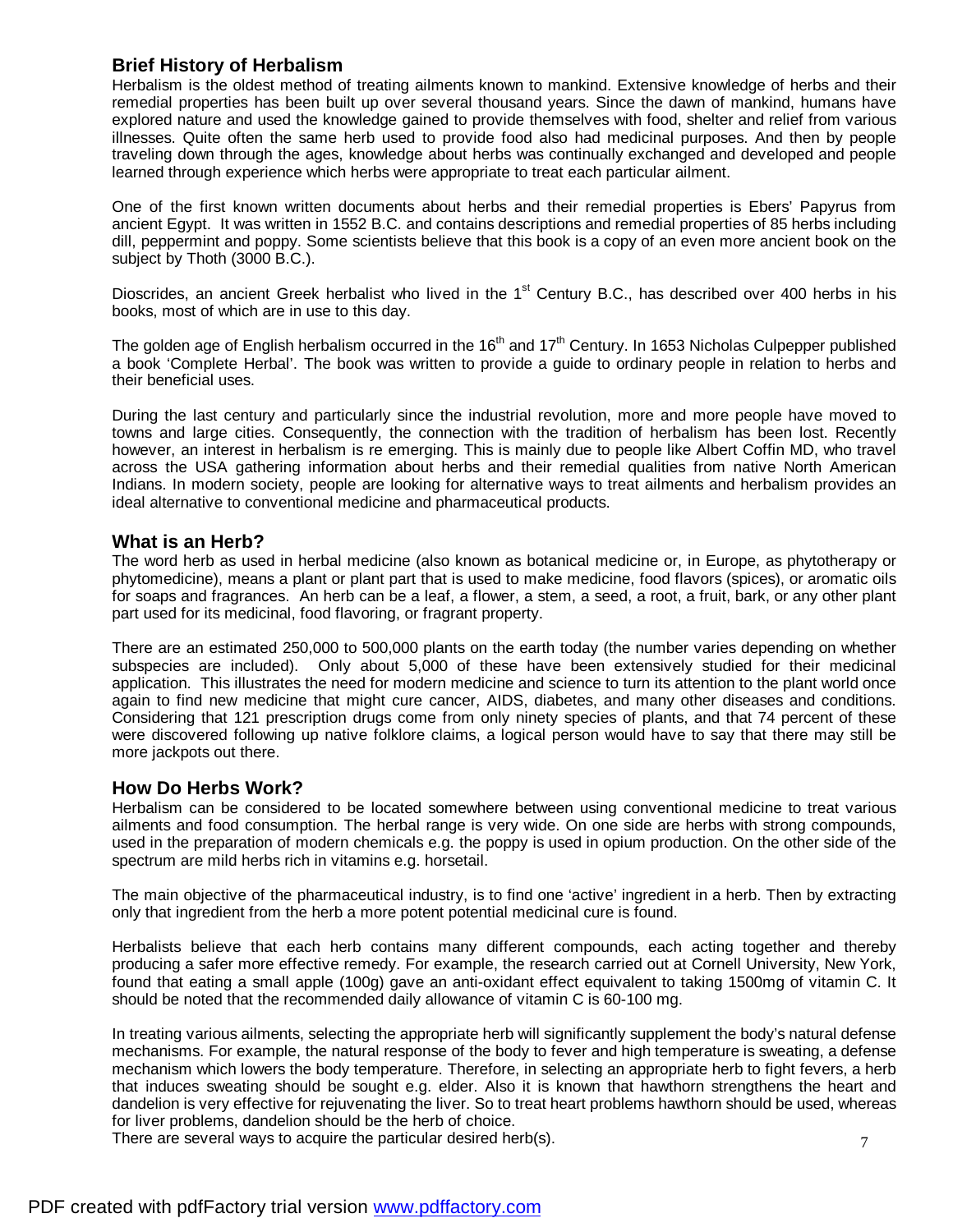## Brief History of Herbalism

Herbalism is the oldest method of treating ailments known to mankind. Extensive knowledge of herbs and their remedial properties has been built up over several thousand years. Since the dawn of mankind, humans have explored nature and used the knowledge gained to provide themselves with food, shelter and relief from various illnesses. Quite often the same herb used to provide food also had medicinal purposes. And then by people traveling down through the ages, knowledge about herbs was continually exchanged and developed and people learned through experience which herbs were appropriate to treat each particular ailment.

One of the first known written documents about herbs and their remedial properties is Ebers' Papyrus from ancient Egypt. It was written in 1552 B.C. and contains descriptions and remedial properties of 85 herbs including dill, peppermint and poppy. Some scientists believe that this book is a copy of an even more ancient book on the subject by Thoth (3000 B.C.).

Dioscrides, an ancient Greek herbalist who lived in the 1st Century B.C., has described over 400 herbs in his books, most of which are in use to this day.

The golden age of English herbalism occurred in the 16th and 17th Century. In 1653 Nicholas Culpepper published a book 'Complete Herbal'. The book was written to provide a guide to ordinary people in relation to herbs and their beneficial uses.

During the last century and particularly since the industrial revolution, more and more people have moved to towns and large cities. Consequently, the connection with the tradition of herbalism has been lost. Recently however, an interest in herbalism is re emerging. This is mainly due to people like Albert Coffin MD, who travel across the USA gathering information about herbs and their remedial qualities from native North American Indians. In modern society, people are looking for alternative ways to treat ailments and herbalism provides an ideal alternative to conventional medicine and pharmaceutical products.

## What is an Herb?

The word herb as used in herbal medicine (also known as botanical medicine or, in Europe, as phytotherapy or phytomedicine), means a plant or plant part that is used to make medicine, food flavors (spices), or aromatic oils for soaps and fragrances. An herb can be a leaf, a flower, a stem, a seed, a root, a fruit, bark, or any other plant part used for its medicinal, food flavoring, or fragrant property.

There are an estimated 250,000 to 500,000 plants on the earth today (the number varies depending on whether subspecies are included). Only about 5,000 of these have been extensively studied for their medicinal application. This illustrates the need for modern medicine and science to turn its attention to the plant world once again to find new medicine that might cure cancer, AIDS, diabetes, and many other diseases and conditions. Considering that 121 prescription drugs come from only ninety species of plants, and that 74 percent of these were discovered following up native folklore claims, a logical person would have to say that there may still be more jackpots out there.

## How Do Herbs Work?

Herbalism can be considered to be located somewhere between using conventional medicine to treat various ailments and food consumption. The herbal range is very wide. On one side are herbs with strong compounds, used in the preparation of modern chemicals e.g. the poppy is used in opium production. On the other side of the spectrum are mild herbs rich in vitamins e.g. horsetail.

The main objective of the pharmaceutical industry, is to find one 'active' ingredient in a herb. Then by extracting only that ingredient from the herb a more potent potential medicinal cure is found.

Herbalists believe that each herb contains many different compounds, each acting together and thereby producing a safer more effective remedy. For example, the research carried out at Cornell University, New York, found that eating a small apple (100g) gave an anti-oxidant effect equivalent to taking 1500mg of vitamin C. It should be noted that the recommended daily allowance of vitamin C is 60-100 mg.

In treating various ailments, selecting the appropriate herb will significantly supplement the body's natural defense mechanisms. For example, the natural response of the body to fever and high temperature is sweating, a defense mechanism which lowers the body temperature. Therefore, in selecting an appropriate herb to fight fevers, a herb that induces sweating should be sought e.g. elder. Also it is known that hawthorn strengthens the heart and dandelion is very effective for rejuvenating the liver. So to treat heart problems hawthorn should be used, whereas for liver problems, dandelion should be the herb of choice.

There are several ways to acquire the particular desired herb(s).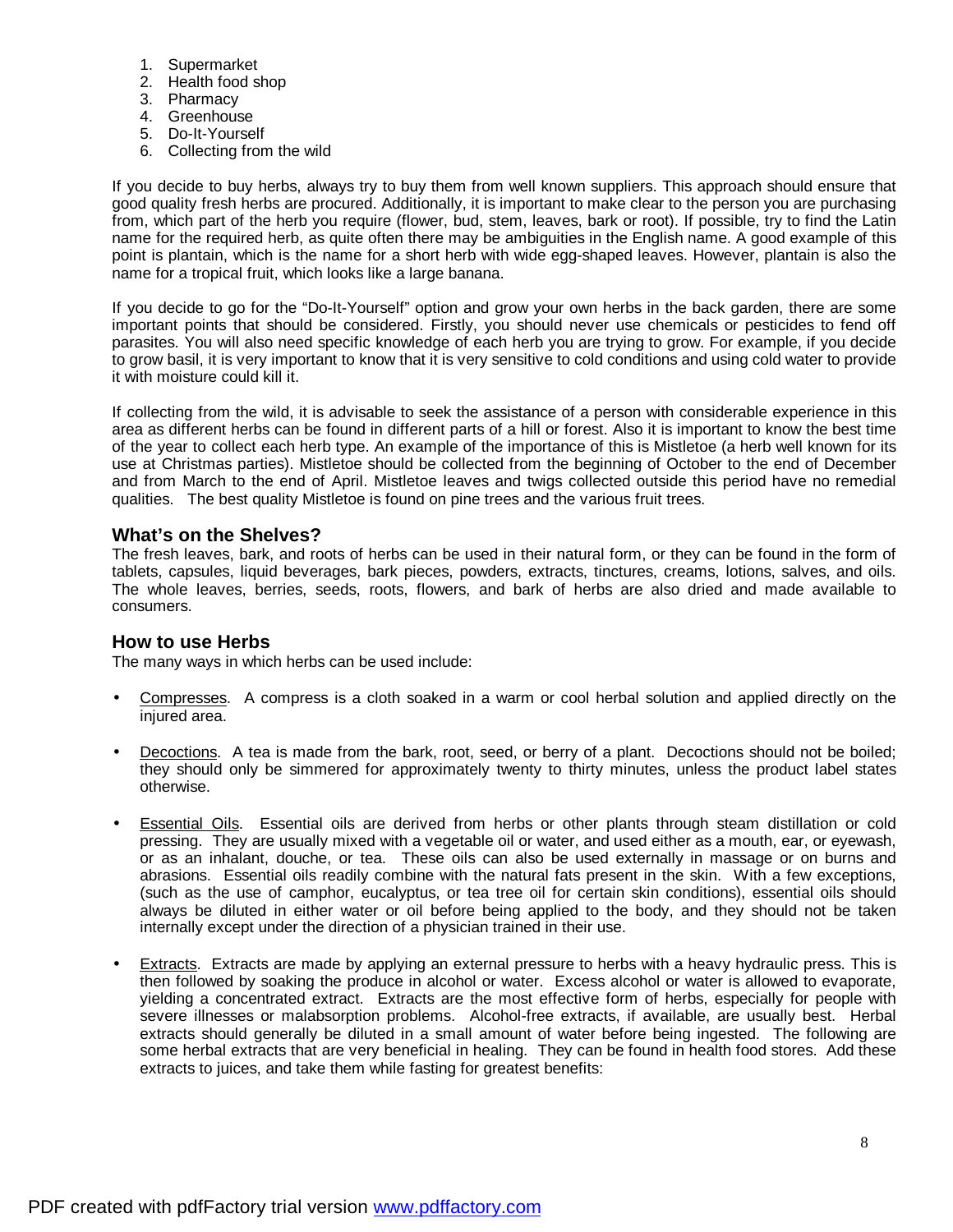1. Supermarket
2. Health food shop
3. Pharmacy
4. Greenhouse
5. Do-It-Yourself
6. Collecting from the wild

If you decide to buy herbs, always try to buy them from well known suppliers. This approach should ensure that good quality fresh herbs are procured. Additionally, it is important to make clear to the person you are purchasing from, which part of the herb you require (flower, bud, stem, leaves, bark or root). If possible, try to find the Latin name for the required herb, as quite often there may be ambiguities in the English name. A good example of this point is plantain, which is the name for a short herb with wide egg-shaped leaves. However, plantain is also the name for a tropical fruit, which looks like a large banana.

If you decide to go for the "Do-It-Yourself" option and grow your own herbs in the back garden, there are some important points that should be considered. Firstly, you should never use chemicals or pesticides to fend off parasites. You will also need specific knowledge of each herb you are trying to grow. For example, if you decide to grow basil, it is very important to know that it is very sensitive to cold conditions and using cold water to provide it with moisture could kill it.

If collecting from the wild, it is advisable to seek the assistance of a person with considerable experience in this area as different herbs can be found in different parts of a hill or forest. Also it is important to know the best time of the year to collect each herb type. An example of the importance of this is Mistletoe (a herb well known for its use at Christmas parties). Mistletoe should be collected from the beginning of October to the end of December and from March to the end of April. Mistletoe leaves and twigs collected outside this period have no remedial qualities. The best quality Mistletoe is found on pine trees and the various fruit trees.

## What's on the Shelves?

The fresh leaves, bark, and roots of herbs can be used in their natural form, or they can be found in the form of tablets, capsules, liquid beverages, bark pieces, powders, extracts, tinctures, creams, lotions, salves, and oils. The whole leaves, berries, seeds, roots, flowers, and bark of herbs are also dried and made available to consumers.

## How to use Herbs

The many ways in which herbs can be used include:

- Compresses. A compress is a cloth soaked in a warm or cool herbal solution and applied directly on the injured area.

- Decoctions. A tea is made from the bark, root, seed, or berry of a plant. Decoctions should not be boiled; they should only be simmered for approximately twenty to thirty minutes, unless the product label states otherwise.

- Essential Oils. Essential oils are derived from herbs or other plants through steam distillation or cold pressing. They are usually mixed with a vegetable oil or water, and used either as a mouth, ear, or eyewash, or as an inhalant, douche, or tea. These oils can also be used externally in massage or on burns and abrasions. Essential oils readily combine with the natural fats present in the skin. With a few exceptions, (such as the use of camphor, eucalyptus, or tea tree oil for certain skin conditions), essential oils should always be diluted in either water or oil before being applied to the body, and they should not be taken internally except under the direction of a physician trained in their use.

- Extracts. Extracts are made by applying an external pressure to herbs with a heavy hydraulic press. This is then followed by soaking the produce in alcohol or water. Excess alcohol or water is allowed to evaporate, yielding a concentrated extract. Extracts are the most effective form of herbs, especially for people with severe illnesses or malabsorption problems. Alcohol-free extracts, if available, are usually best. Herbal extracts should generally be diluted in a small amount of water before being ingested. The following are some herbal extracts that are very beneficial in healing. They can be found in health food stores. Add these extracts to juices, and take them while fasting for greatest benefits: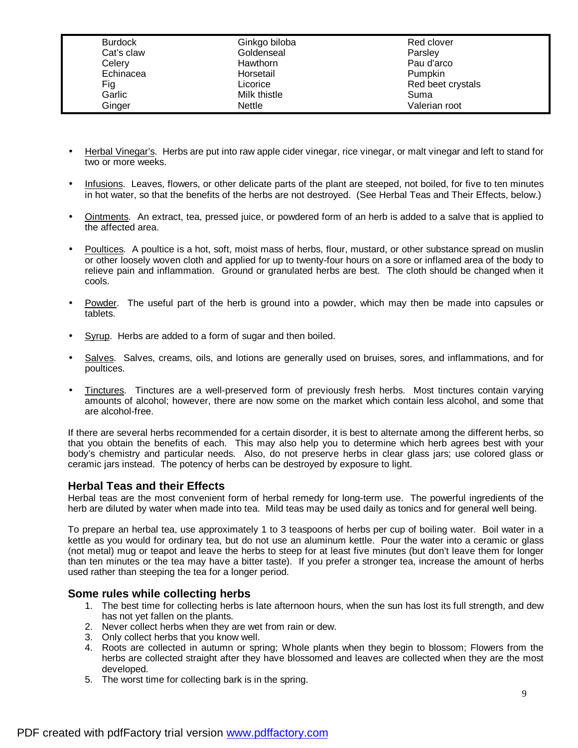| Burdock | Ginkgo biloba | Red clover |
| --- | --- | --- |
| Cat's claw | Goldenseal | Parsley |
| Celery | Hawthorn | Pau d'arco |
| Echinacea | Horsetail | Pumpkin |
| Fig | Licorice | Red beet crystals |
| Garlic | Milk thistle | Suma |
| Ginger | Nettle | Valerian root |

- Herbal Vinegar's. Herbs are put into raw apple cider vinegar, rice vinegar, or malt vinegar and left to stand for two or more weeks.

- Infusions. Leaves, flowers, or other delicate parts of the plant are steeped, not boiled, for five to ten minutes in hot water, so that the benefits of the herbs are not destroyed. (See Herbal Teas and Their Effects, below.)

- Ointments. An extract, tea, pressed juice, or powdered form of an herb is added to a salve that is applied to the affected area.

- Poultices. A poultice is a hot, soft, moist mass of herbs, flour, mustard, or other substance spread on muslin or other loosely woven cloth and applied for up to twenty-four hours on a sore or inflamed area of the body to relieve pain and inflammation. Ground or granulated herbs are best. The cloth should be changed when it cools.

- Powder. The useful part of the herb is ground into a powder, which may then be made into capsules or tablets.

- Syrup. Herbs are added to a form of sugar and then boiled.

- Salves. Salves, creams, oils, and lotions are generally used on bruises, sores, and inflammations, and for poultices.

- Tinctures. Tinctures are a well-preserved form of previously fresh herbs. Most tinctures contain varying amounts of alcohol; however, there are now some on the market which contain less alcohol, and some that are alcohol-free.

If there are several herbs recommended for a certain disorder, it is best to alternate among the different herbs, so that you obtain the benefits of each. This may also help you to determine which herb agrees best with your body's chemistry and particular needs. Also, do not preserve herbs in clear glass jars; use colored glass or ceramic jars instead. The potency of herbs can be destroyed by exposure to light.

### Herbal Teas and their Effects

Herbal teas are the most convenient form of herbal remedy for long-term use. The powerful ingredients of the herb are diluted by water when made into tea. Mild teas may be used daily as tonics and for general well being.

To prepare an herbal tea, use approximately 1 to 3 teaspoons of herbs per cup of boiling water. Boil water in a kettle as you would for ordinary tea, but do not use an aluminum kettle. Pour the water into a ceramic or glass (not metal) mug or teapot and leave the herbs to steep for at least five minutes (but don't leave them for longer than ten minutes or the tea may have a bitter taste). If you prefer a stronger tea, increase the amount of herbs used rather than steeping the tea for a longer period.

### Some rules while collecting herbs

1. The best time for collecting herbs is late afternoon hours, when the sun has lost its full strength, and dew has not yet fallen on the plants.
2. Never collect herbs when they are wet from rain or dew.
3. Only collect herbs that you know well.
4. Roots are collected in autumn or spring; Whole plants when they begin to blossom; Flowers from the herbs are collected straight after they have blossomed and leaves are collected when they are the most developed.
5. The worst time for collecting bark is in the spring.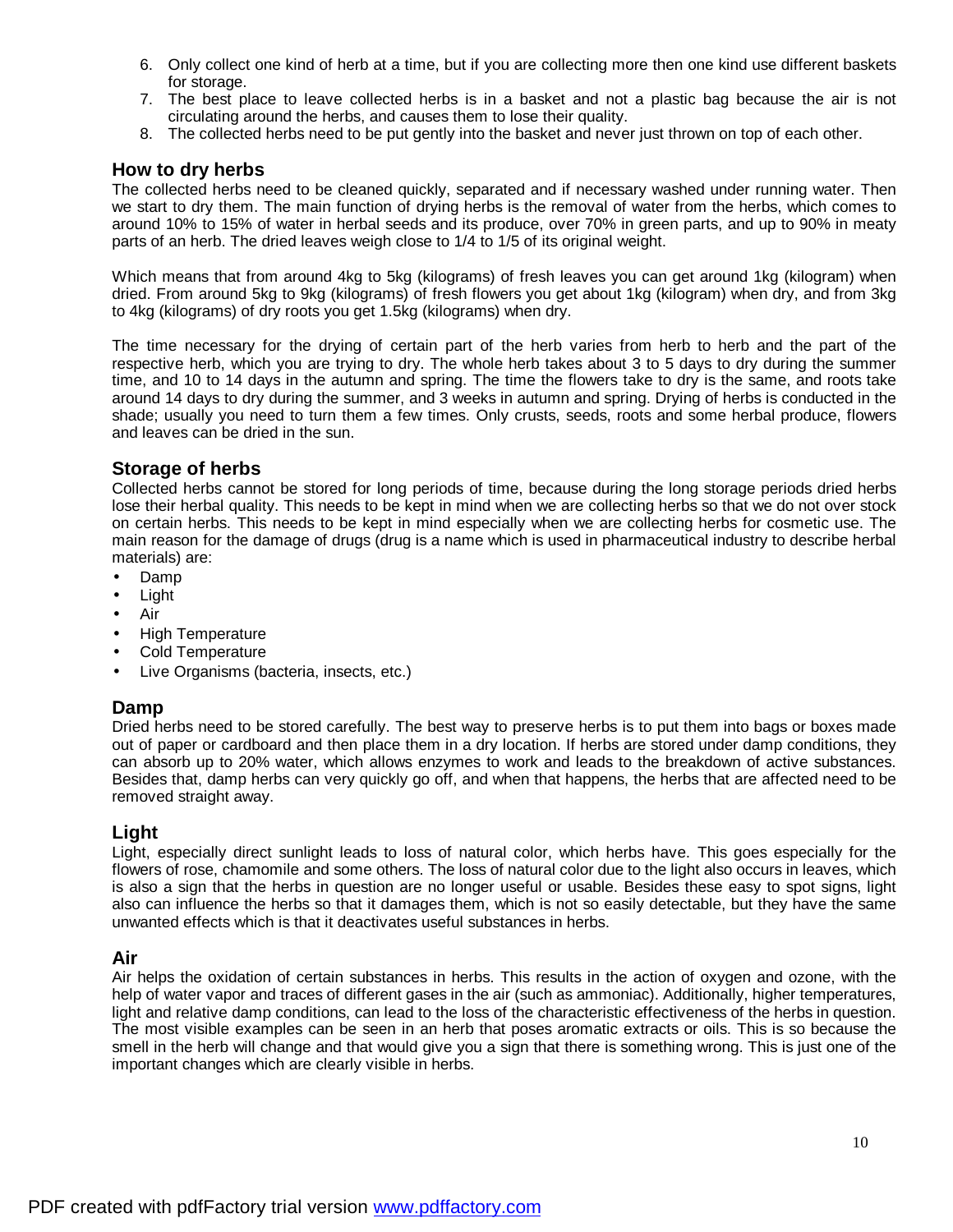6. Only collect one kind of herb at a time, but if you are collecting more then one kind use different baskets for storage.
7. The best place to leave collected herbs is in a basket and not a plastic bag because the air is not circulating around the herbs, and causes them to lose their quality.
8. The collected herbs need to be put gently into the basket and never just thrown on top of each other.

## How to dry herbs

The collected herbs need to be cleaned quickly, separated and if necessary washed under running water. Then we start to dry them. The main function of drying herbs is the removal of water from the herbs, which comes to around 10% to 15% of water in herbal seeds and its produce, over 70% in green parts, and up to 90% in meaty parts of an herb. The dried leaves weigh close to 1/4 to 1/5 of its original weight.

Which means that from around 4kg to 5kg (kilograms) of fresh leaves you can get around 1kg (kilogram) when dried. From around 5kg to 9kg (kilograms) of fresh flowers you get about 1kg (kilogram) when dry, and from 3kg to 4kg (kilograms) of dry roots you get 1.5kg (kilograms) when dry.

The time necessary for the drying of certain part of the herb varies from herb to herb and the part of the respective herb, which you are trying to dry. The whole herb takes about 3 to 5 days to dry during the summer time, and 10 to 14 days in the autumn and spring. The time the flowers take to dry is the same, and roots take around 14 days to dry during the summer, and 3 weeks in autumn and spring. Drying of herbs is conducted in the shade; usually you need to turn them a few times. Only crusts, seeds, roots and some herbal produce, flowers and leaves can be dried in the sun.

## Storage of herbs

Collected herbs cannot be stored for long periods of time, because during the long storage periods dried herbs lose their herbal quality. This needs to be kept in mind when we are collecting herbs so that we do not over stock on certain herbs. This needs to be kept in mind especially when we are collecting herbs for cosmetic use. The main reason for the damage of drugs (drug is a name which is used in pharmaceutical industry to describe herbal materials) are:

- Damp
- Light
- Air
- High Temperature
- Cold Temperature
- Live Organisms (bacteria, insects, etc.)

### Damp

Dried herbs need to be stored carefully. The best way to preserve herbs is to put them into bags or boxes made out of paper or cardboard and then place them in a dry location. If herbs are stored under damp conditions, they can absorb up to 20% water, which allows enzymes to work and leads to the breakdown of active substances. Besides that, damp herbs can very quickly go off, and when that happens, the herbs that are affected need to be removed straight away.

### Light

Light, especially direct sunlight leads to loss of natural color, which herbs have. This goes especially for the flowers of rose, chamomile and some others. The loss of natural color due to the light also occurs in leaves, which is also a sign that the herbs in question are no longer useful or usable. Besides these easy to spot signs, light also can influence the herbs so that it damages them, which is not so easily detectable, but they have the same unwanted effects which is that it deactivates useful substances in herbs.

### Air

Air helps the oxidation of certain substances in herbs. This results in the action of oxygen and ozone, with the help of water vapor and traces of different gases in the air (such as ammoniac). Additionally, higher temperatures, light and relative damp conditions, can lead to the loss of the characteristic effectiveness of the herbs in question. The most visible examples can be seen in an herb that poses aromatic extracts or oils. This is so because the smell in the herb will change and that would give you a sign that there is something wrong. This is just one of the important changes which are clearly visible in herbs.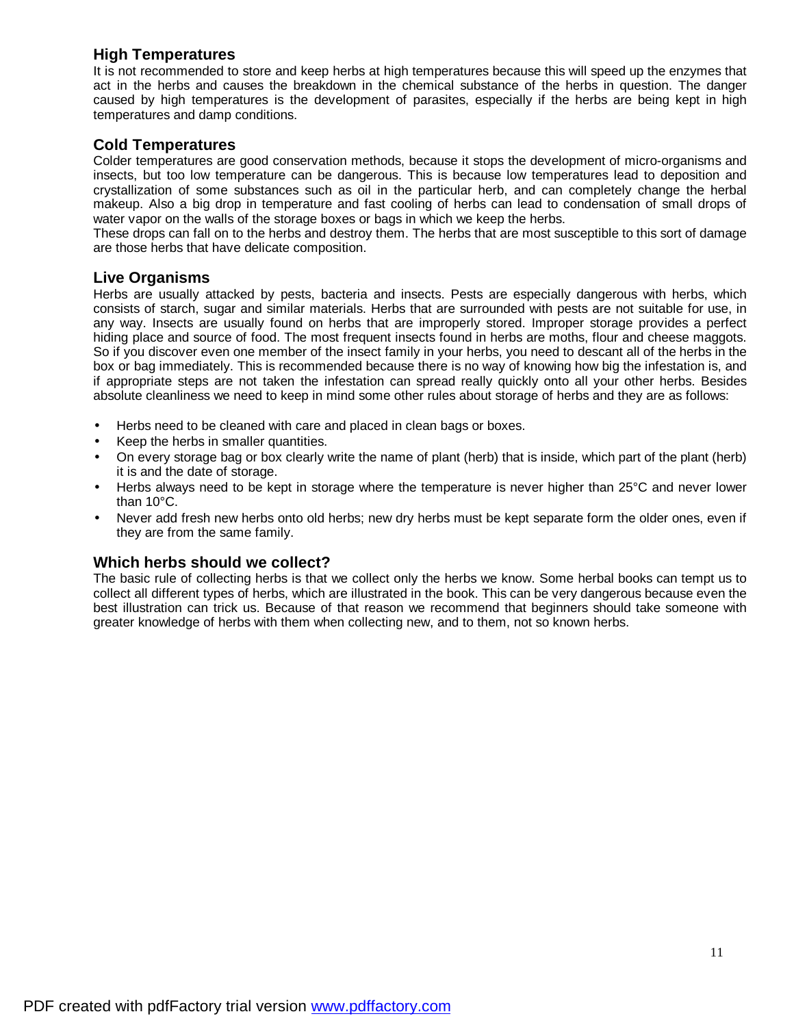## High Temperatures

It is not recommended to store and keep herbs at high temperatures because this will speed up the enzymes that act in the herbs and causes the breakdown in the chemical substance of the herbs in question. The danger caused by high temperatures is the development of parasites, especially if the herbs are being kept in high temperatures and damp conditions.

## Cold Temperatures

Colder temperatures are good conservation methods, because it stops the development of micro-organisms and insects, but too low temperature can be dangerous. This is because low temperatures lead to deposition and crystallization of some substances such as oil in the particular herb, and can completely change the herbal makeup. Also a big drop in temperature and fast cooling of herbs can lead to condensation of small drops of water vapor on the walls of the storage boxes or bags in which we keep the herbs.
These drops can fall on to the herbs and destroy them. The herbs that are most susceptible to this sort of damage are those herbs that have delicate composition.

## Live Organisms

Herbs are usually attacked by pests, bacteria and insects. Pests are especially dangerous with herbs, which consists of starch, sugar and similar materials. Herbs that are surrounded with pests are not suitable for use, in any way. Insects are usually found on herbs that are improperly stored. Improper storage provides a perfect hiding place and source of food. The most frequent insects found in herbs are moths, flour and cheese maggots. So if you discover even one member of the insect family in your herbs, you need to descant all of the herbs in the box or bag immediately. This is recommended because there is no way of knowing how big the infestation is, and if appropriate steps are not taken the infestation can spread really quickly onto all your other herbs. Besides absolute cleanliness we need to keep in mind some other rules about storage of herbs and they are as follows:

- Herbs need to be cleaned with care and placed in clean bags or boxes.
- Keep the herbs in smaller quantities.
- On every storage bag or box clearly write the name of plant (herb) that is inside, which part of the plant (herb) it is and the date of storage.
- Herbs always need to be kept in storage where the temperature is never higher than 25°C and never lower than 10°C.
- Never add fresh new herbs onto old herbs; new dry herbs must be kept separate form the older ones, even if they are from the same family.

## Which herbs should we collect?

The basic rule of collecting herbs is that we collect only the herbs we know. Some herbal books can tempt us to collect all different types of herbs, which are illustrated in the book. This can be very dangerous because even the best illustration can trick us. Because of that reason we recommend that beginners should take someone with greater knowledge of herbs with them when collecting new, and to them, not so known herbs.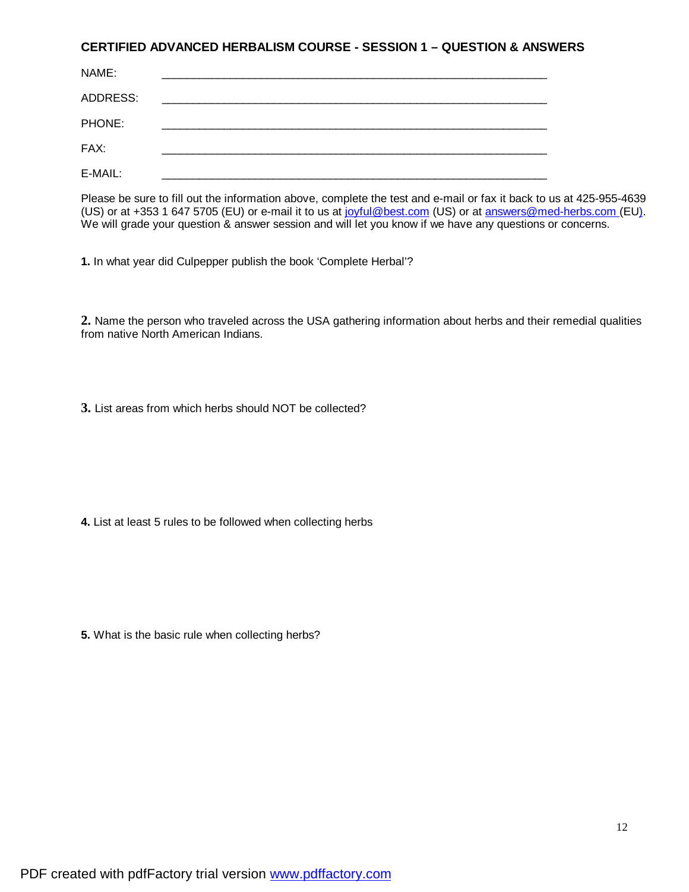## CERTIFIED ADVANCED HERBALISM COURSE - SESSION 1 – QUESTION & ANSWERS

NAME: ____________________________________________________________

ADDRESS: ____________________________________________________________

PHONE: ____________________________________________________________

FAX: ____________________________________________________________

E-MAIL: ____________________________________________________________

Please be sure to fill out the information above, complete the test and e-mail or fax it back to us at 425-955-4639 (US) or at +353 1 647 5705 (EU) or e-mail it to us at joyful@best.com (US) or at answers@med-herbs.com (EU). We will grade your question & answer session and will let you know if we have any questions or concerns.

**1.** In what year did Culpepper publish the book 'Complete Herbal'?

**2.** Name the person who traveled across the USA gathering information about herbs and their remedial qualities from native North American Indians.

**3.** List areas from which herbs should NOT be collected?

**4.** List at least 5 rules to be followed when collecting herbs

**5.** What is the basic rule when collecting herbs?

PDF created with pdfFactory trial version www.pdffactory.com